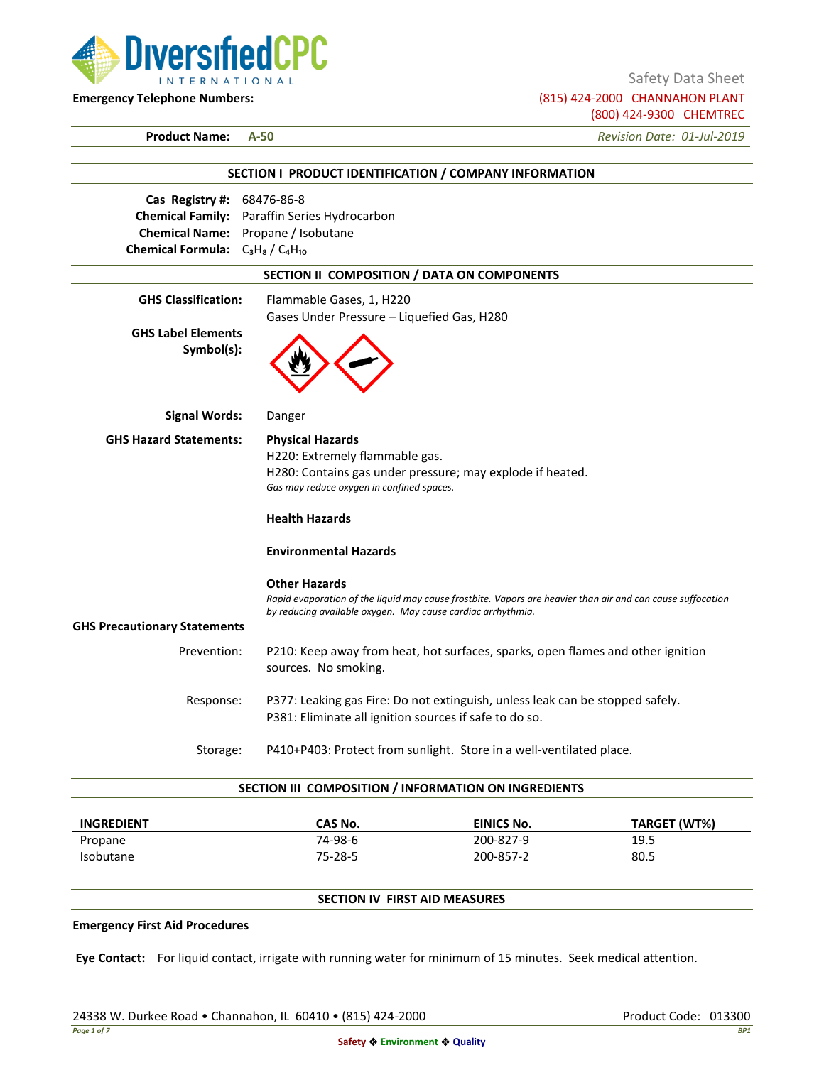DiversifiedCPC INTERNATIONAL

Safety Data Sheet

**Emergency Telephone Numbers:** (815) 424-2000 CHANNAHON PLANT
(800) 424-9300 CHEMTREC

**Product Name:** **A-50** *Revision Date: 01-Jul-2019*

## SECTION I PRODUCT IDENTIFICATION / COMPANY INFORMATION

**Cas Registry #:** 68476-86-8
**Chemical Family:** Paraffin Series Hydrocarbon
**Chemical Name:** Propane / Isobutane
**Chemical Formula:** $C_3H_8$ / $C_4H_{10}$

## SECTION II COMPOSITION / DATA ON COMPONENTS

**GHS Classification:** Flammable Gases, 1, H220
Gases Under Pressure – Liquefied Gas, H280

**GHS Label Elements Symbol(s):**

**Signal Words:** Danger

**GHS Hazard Statements:**

**Physical Hazards**
H220: Extremely flammable gas.
H280: Contains gas under pressure; may explode if heated.
*Gas may reduce oxygen in confined spaces.*

**Health Hazards**

**Environmental Hazards**

**Other Hazards**
*Rapid evaporation of the liquid may cause frostbite. Vapors are heavier than air and can cause suffocation by reducing available oxygen. May cause cardiac arrhythmia.*

**GHS Precautionary Statements**

Prevention: P210: Keep away from heat, hot surfaces, sparks, open flames and other ignition sources. No smoking.

Response: P377: Leaking gas Fire: Do not extinguish, unless leak can be stopped safely.
P381: Eliminate all ignition sources if safe to do so.

Storage: P410+P403: Protect from sunlight. Store in a well-ventilated place.

## SECTION III COMPOSITION / INFORMATION ON INGREDIENTS

| INGREDIENT | CAS No. | EINICS No. | TARGET (WT%) |
|---|---|---|---|
| Propane | 74-98-6 | 200-827-9 | 19.5 |
| Isobutane | 75-28-5 | 200-857-2 | 80.5 |

## SECTION IV FIRST AID MEASURES

**Emergency First Aid Procedures**

**Eye Contact:** For liquid contact, irrigate with running water for minimum of 15 minutes. Seek medical attention.

24338 W. Durkee Road • Channahon, IL 60410 • (815) 424-2000 Product Code: 013300

Safety ❖ Environment ❖ Quality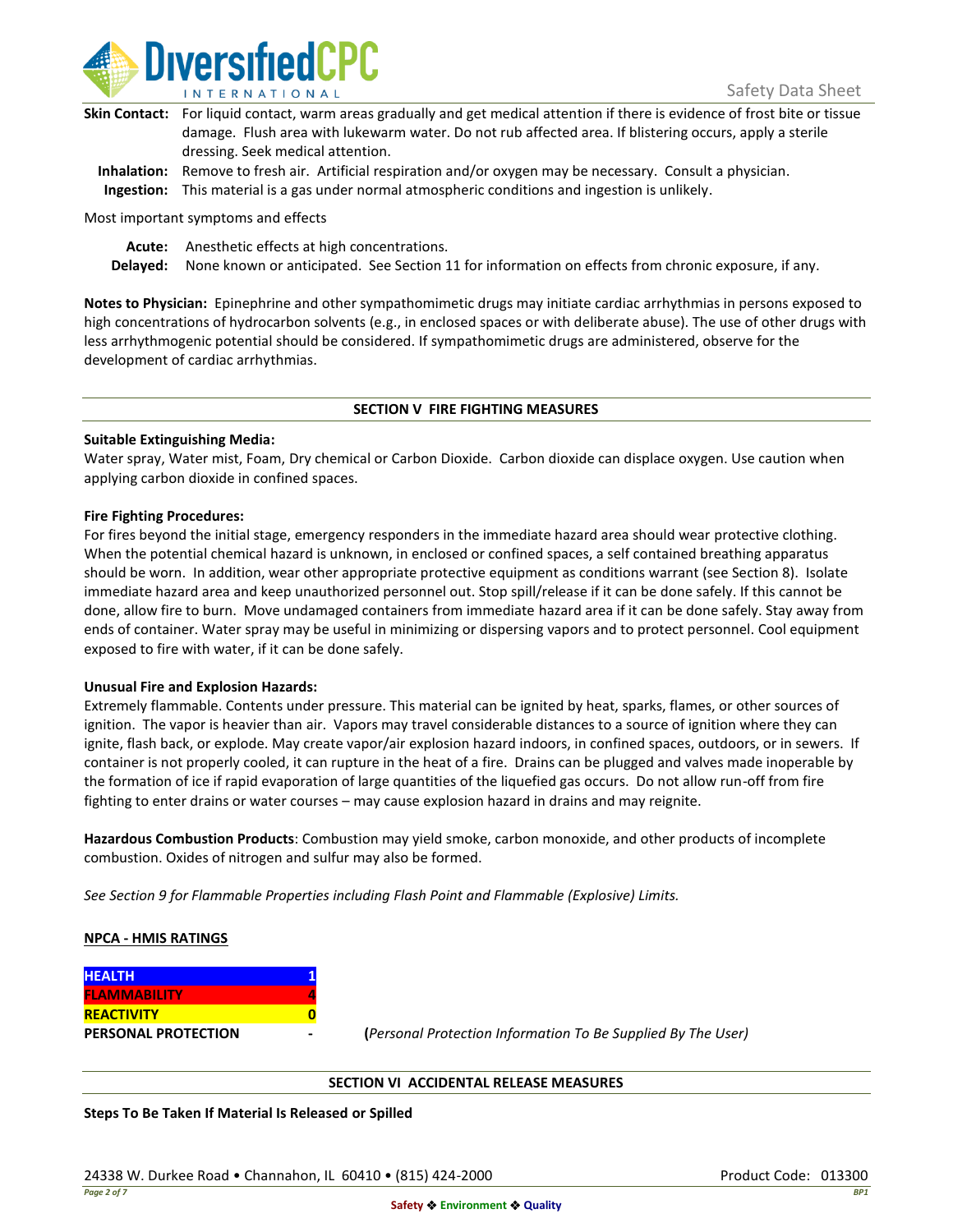**Skin Contact:** For liquid contact, warm areas gradually and get medical attention if there is evidence of frost bite or tissue damage. Flush area with lukewarm water. Do not rub affected area. If blistering occurs, apply a sterile dressing. Seek medical attention.

**Inhalation:** Remove to fresh air. Artificial respiration and/or oxygen may be necessary. Consult a physician.

**Ingestion:** This material is a gas under normal atmospheric conditions and ingestion is unlikely.

Most important symptoms and effects

**Acute:** Anesthetic effects at high concentrations.

**Delayed:** None known or anticipated. See Section 11 for information on effects from chronic exposure, if any.

**Notes to Physician:** Epinephrine and other sympathomimetic drugs may initiate cardiac arrhythmias in persons exposed to high concentrations of hydrocarbon solvents (e.g., in enclosed spaces or with deliberate abuse). The use of other drugs with less arrhythmogenic potential should be considered. If sympathomimetic drugs are administered, observe for the development of cardiac arrhythmias.

## SECTION V FIRE FIGHTING MEASURES

**Suitable Extinguishing Media:**

Water spray, Water mist, Foam, Dry chemical or Carbon Dioxide. Carbon dioxide can displace oxygen. Use caution when applying carbon dioxide in confined spaces.

**Fire Fighting Procedures:**

For fires beyond the initial stage, emergency responders in the immediate hazard area should wear protective clothing. When the potential chemical hazard is unknown, in enclosed or confined spaces, a self contained breathing apparatus should be worn. In addition, wear other appropriate protective equipment as conditions warrant (see Section 8). Isolate immediate hazard area and keep unauthorized personnel out. Stop spill/release if it can be done safely. If this cannot be done, allow fire to burn. Move undamaged containers from immediate hazard area if it can be done safely. Stay away from ends of container. Water spray may be useful in minimizing or dispersing vapors and to protect personnel. Cool equipment exposed to fire with water, if it can be done safely.

**Unusual Fire and Explosion Hazards:**

Extremely flammable. Contents under pressure. This material can be ignited by heat, sparks, flames, or other sources of ignition. The vapor is heavier than air. Vapors may travel considerable distances to a source of ignition where they can ignite, flash back, or explode. May create vapor/air explosion hazard indoors, in confined spaces, outdoors, or in sewers. If container is not properly cooled, it can rupture in the heat of a fire. Drains can be plugged and valves made inoperable by the formation of ice if rapid evaporation of large quantities of the liquefied gas occurs. Do not allow run-off from fire fighting to enter drains or water courses – may cause explosion hazard in drains and may reignite.

**Hazardous Combustion Products**: Combustion may yield smoke, carbon monoxide, and other products of incomplete combustion. Oxides of nitrogen and sulfur may also be formed.

*See Section 9 for Flammable Properties including Flash Point and Flammable (Explosive) Limits.*

**NPCA - HMIS RATINGS**

| | |
|---|---|
| **HEALTH** | **1** |
| **FLAMMABILITY** | **4** |
| **REACTIVITY** | **0** |
| **PERSONAL PROTECTION** | **-** |

(*Personal Protection Information To Be Supplied By The User)*

## SECTION VI ACCIDENTAL RELEASE MEASURES

**Steps To Be Taken If Material Is Released or Spilled**

24338 W. Durkee Road • Channahon, IL 60410 • (815) 424-2000

Product Code: 013300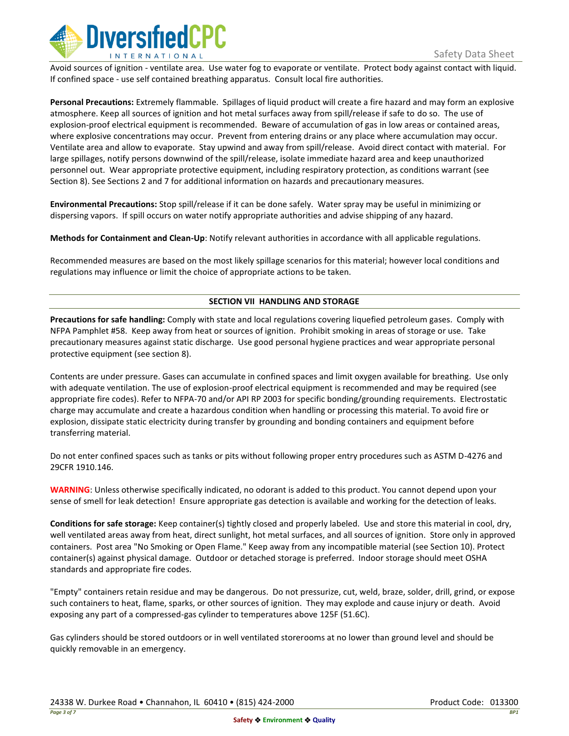Avoid sources of ignition - ventilate area. Use water fog to evaporate or ventilate. Protect body against contact with liquid. If confined space - use self contained breathing apparatus. Consult local fire authorities.

**Personal Precautions:** Extremely flammable. Spillages of liquid product will create a fire hazard and may form an explosive atmosphere. Keep all sources of ignition and hot metal surfaces away from spill/release if safe to do so. The use of explosion-proof electrical equipment is recommended. Beware of accumulation of gas in low areas or contained areas, where explosive concentrations may occur. Prevent from entering drains or any place where accumulation may occur. Ventilate area and allow to evaporate. Stay upwind and away from spill/release. Avoid direct contact with material. For large spillages, notify persons downwind of the spill/release, isolate immediate hazard area and keep unauthorized personnel out. Wear appropriate protective equipment, including respiratory protection, as conditions warrant (see Section 8). See Sections 2 and 7 for additional information on hazards and precautionary measures.

**Environmental Precautions:** Stop spill/release if it can be done safely. Water spray may be useful in minimizing or dispersing vapors. If spill occurs on water notify appropriate authorities and advise shipping of any hazard.

**Methods for Containment and Clean-Up**: Notify relevant authorities in accordance with all applicable regulations.

Recommended measures are based on the most likely spillage scenarios for this material; however local conditions and regulations may influence or limit the choice of appropriate actions to be taken.

## SECTION VII HANDLING AND STORAGE

**Precautions for safe handling:** Comply with state and local regulations covering liquefied petroleum gases. Comply with NFPA Pamphlet #58. Keep away from heat or sources of ignition. Prohibit smoking in areas of storage or use. Take precautionary measures against static discharge. Use good personal hygiene practices and wear appropriate personal protective equipment (see section 8).

Contents are under pressure. Gases can accumulate in confined spaces and limit oxygen available for breathing. Use only with adequate ventilation. The use of explosion-proof electrical equipment is recommended and may be required (see appropriate fire codes). Refer to NFPA-70 and/or API RP 2003 for specific bonding/grounding requirements. Electrostatic charge may accumulate and create a hazardous condition when handling or processing this material. To avoid fire or explosion, dissipate static electricity during transfer by grounding and bonding containers and equipment before transferring material.

Do not enter confined spaces such as tanks or pits without following proper entry procedures such as ASTM D-4276 and 29CFR 1910.146.

**WARNING**: Unless otherwise specifically indicated, no odorant is added to this product. You cannot depend upon your sense of smell for leak detection! Ensure appropriate gas detection is available and working for the detection of leaks.

**Conditions for safe storage:** Keep container(s) tightly closed and properly labeled. Use and store this material in cool, dry, well ventilated areas away from heat, direct sunlight, hot metal surfaces, and all sources of ignition. Store only in approved containers. Post area "No Smoking or Open Flame." Keep away from any incompatible material (see Section 10). Protect container(s) against physical damage. Outdoor or detached storage is preferred. Indoor storage should meet OSHA standards and appropriate fire codes.

"Empty" containers retain residue and may be dangerous. Do not pressurize, cut, weld, braze, solder, drill, grind, or expose such containers to heat, flame, sparks, or other sources of ignition. They may explode and cause injury or death. Avoid exposing any part of a compressed-gas cylinder to temperatures above 125F (51.6C).

Gas cylinders should be stored outdoors or in well ventilated storerooms at no lower than ground level and should be quickly removable in an emergency.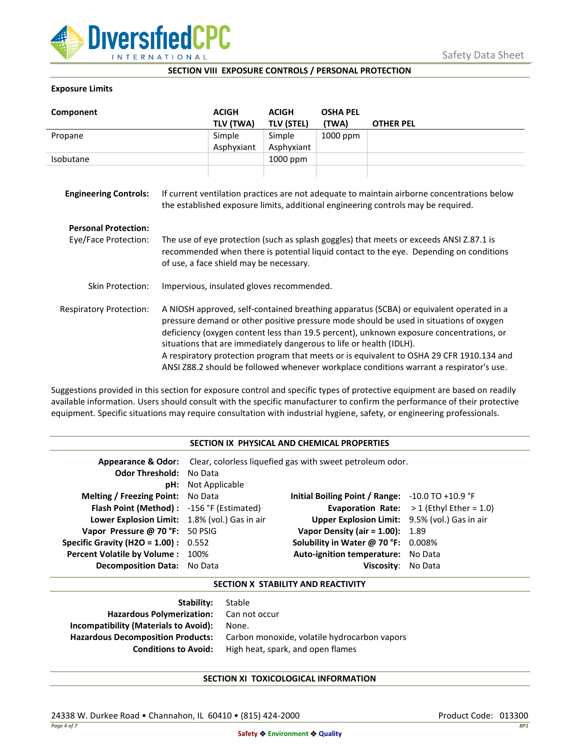## SECTION VIII EXPOSURE CONTROLS / PERSONAL PROTECTION

**Exposure Limits**

| Component | ACIGH TLV (TWA) | ACIGH TLV (STEL) | OSHA PEL (TWA) | OTHER PEL |
|---|---|---|---|---|
| Propane | Simple Asphyxiant | Simple Asphyxiant | 1000 ppm | |
| Isobutane | | 1000 ppm | | |
| | | | | |

**Engineering Controls:** If current ventilation practices are not adequate to maintain airborne concentrations below the established exposure limits, additional engineering controls may be required.

**Personal Protection:**

Eye/Face Protection: The use of eye protection (such as splash goggles) that meets or exceeds ANSI Z.87.1 is recommended when there is potential liquid contact to the eye. Depending on conditions of use, a face shield may be necessary.

Skin Protection: Impervious, insulated gloves recommended.

Respiratory Protection: A NIOSH approved, self-contained breathing apparatus (SCBA) or equivalent operated in a pressure demand or other positive pressure mode should be used in situations of oxygen deficiency (oxygen content less than 19.5 percent), unknown exposure concentrations, or situations that are immediately dangerous to life or health (IDLH).
A respiratory protection program that meets or is equivalent to OSHA 29 CFR 1910.134 and ANSI Z88.2 should be followed whenever workplace conditions warrant a respirator's use.

Suggestions provided in this section for exposure control and specific types of protective equipment are based on readily available information. Users should consult with the specific manufacturer to confirm the performance of their protective equipment. Specific situations may require consultation with industrial hygiene, safety, or engineering professionals.

## SECTION IX PHYSICAL AND CHEMICAL PROPERTIES

**Appearance & Odor:** Clear, colorless liquefied gas with sweet petroleum odor.

**Odor Threshold:** No Data

**pH:** Not Applicable

| | | | |
|---|---|---|---|
| **Melting / Freezing Point:** | No Data | **Initial Boiling Point / Range:** | -10.0 TO +10.9 °F |
| **Flash Point (Method) :** | -156 °F (Estimated) | **Evaporation Rate:** | > 1 (Ethyl Ether = 1.0) |
| **Lower Explosion Limit:** | 1.8% (vol.) Gas in air | **Upper Explosion Limit:** | 9.5% (vol.) Gas in air |
| **Vapor Pressure @ 70 °F:** | 50 PSIG | **Vapor Density (air = 1.00):** | 1.89 |
| **Specific Gravity (H2O = 1.00) :** | 0.552 | **Solubility in Water @ 70 °F:** | 0.008% |
| **Percent Volatile by Volume :** | 100% | **Auto-ignition temperature:** | No Data |
| **Decomposition Data:** | No Data | **Viscosity:** | No Data |

## SECTION X STABILITY AND REACTIVITY

**Stability:** Stable

**Hazardous Polymerization:** Can not occur

**Incompatibility (Materials to Avoid):** None.

**Hazardous Decomposition Products:** Carbon monoxide, volatile hydrocarbon vapors

**Conditions to Avoid:** High heat, spark, and open flames

## SECTION XI TOXICOLOGICAL INFORMATION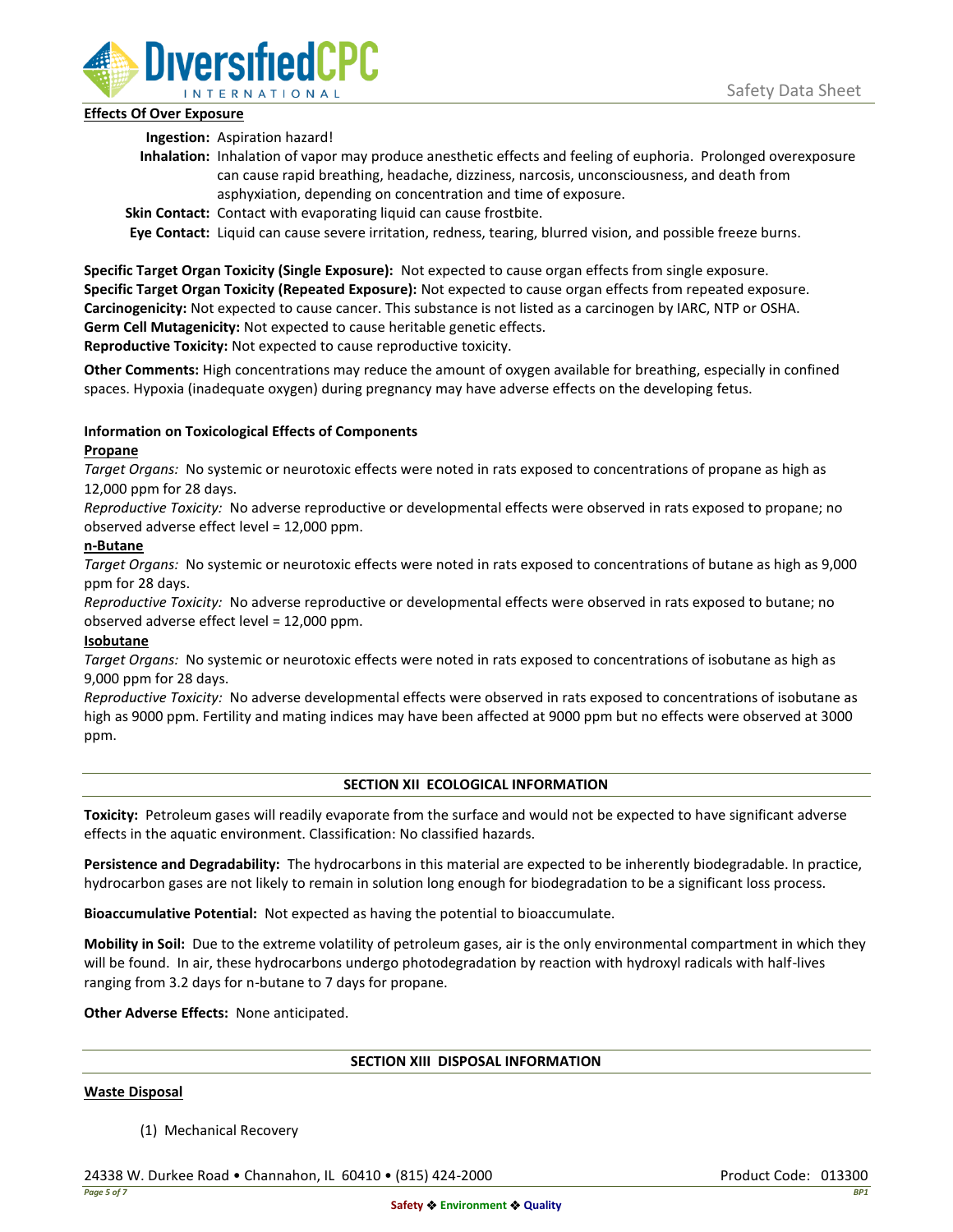**Effects Of Over Exposure**

**Ingestion:** Aspiration hazard!

**Inhalation:** Inhalation of vapor may produce anesthetic effects and feeling of euphoria. Prolonged overexposure can cause rapid breathing, headache, dizziness, narcosis, unconsciousness, and death from asphyxiation, depending on concentration and time of exposure.

**Skin Contact:** Contact with evaporating liquid can cause frostbite.

**Eye Contact:** Liquid can cause severe irritation, redness, tearing, blurred vision, and possible freeze burns.

**Specific Target Organ Toxicity (Single Exposure):** Not expected to cause organ effects from single exposure.
**Specific Target Organ Toxicity (Repeated Exposure):** Not expected to cause organ effects from repeated exposure.
**Carcinogenicity:** Not expected to cause cancer. This substance is not listed as a carcinogen by IARC, NTP or OSHA.
**Germ Cell Mutagenicity:** Not expected to cause heritable genetic effects.
**Reproductive Toxicity:** Not expected to cause reproductive toxicity.

**Other Comments:** High concentrations may reduce the amount of oxygen available for breathing, especially in confined spaces. Hypoxia (inadequate oxygen) during pregnancy may have adverse effects on the developing fetus.

**Information on Toxicological Effects of Components**

**Propane**

*Target Organs:* No systemic or neurotoxic effects were noted in rats exposed to concentrations of propane as high as 12,000 ppm for 28 days.
*Reproductive Toxicity:* No adverse reproductive or developmental effects were observed in rats exposed to propane; no observed adverse effect level = 12,000 ppm.

**n-Butane**

*Target Organs:* No systemic or neurotoxic effects were noted in rats exposed to concentrations of butane as high as 9,000 ppm for 28 days.
*Reproductive Toxicity:* No adverse reproductive or developmental effects were observed in rats exposed to butane; no observed adverse effect level = 12,000 ppm.

**Isobutane**

*Target Organs:* No systemic or neurotoxic effects were noted in rats exposed to concentrations of isobutane as high as 9,000 ppm for 28 days.
*Reproductive Toxicity:* No adverse developmental effects were observed in rats exposed to concentrations of isobutane as high as 9000 ppm. Fertility and mating indices may have been affected at 9000 ppm but no effects were observed at 3000 ppm.

## SECTION XII ECOLOGICAL INFORMATION

**Toxicity:** Petroleum gases will readily evaporate from the surface and would not be expected to have significant adverse effects in the aquatic environment. Classification: No classified hazards.

**Persistence and Degradability:** The hydrocarbons in this material are expected to be inherently biodegradable. In practice, hydrocarbon gases are not likely to remain in solution long enough for biodegradation to be a significant loss process.

**Bioaccumulative Potential:** Not expected as having the potential to bioaccumulate.

**Mobility in Soil:** Due to the extreme volatility of petroleum gases, air is the only environmental compartment in which they will be found. In air, these hydrocarbons undergo photodegradation by reaction with hydroxyl radicals with half-lives ranging from 3.2 days for n-butane to 7 days for propane.

**Other Adverse Effects:** None anticipated.

## SECTION XIII DISPOSAL INFORMATION

**Waste Disposal**

(1) Mechanical Recovery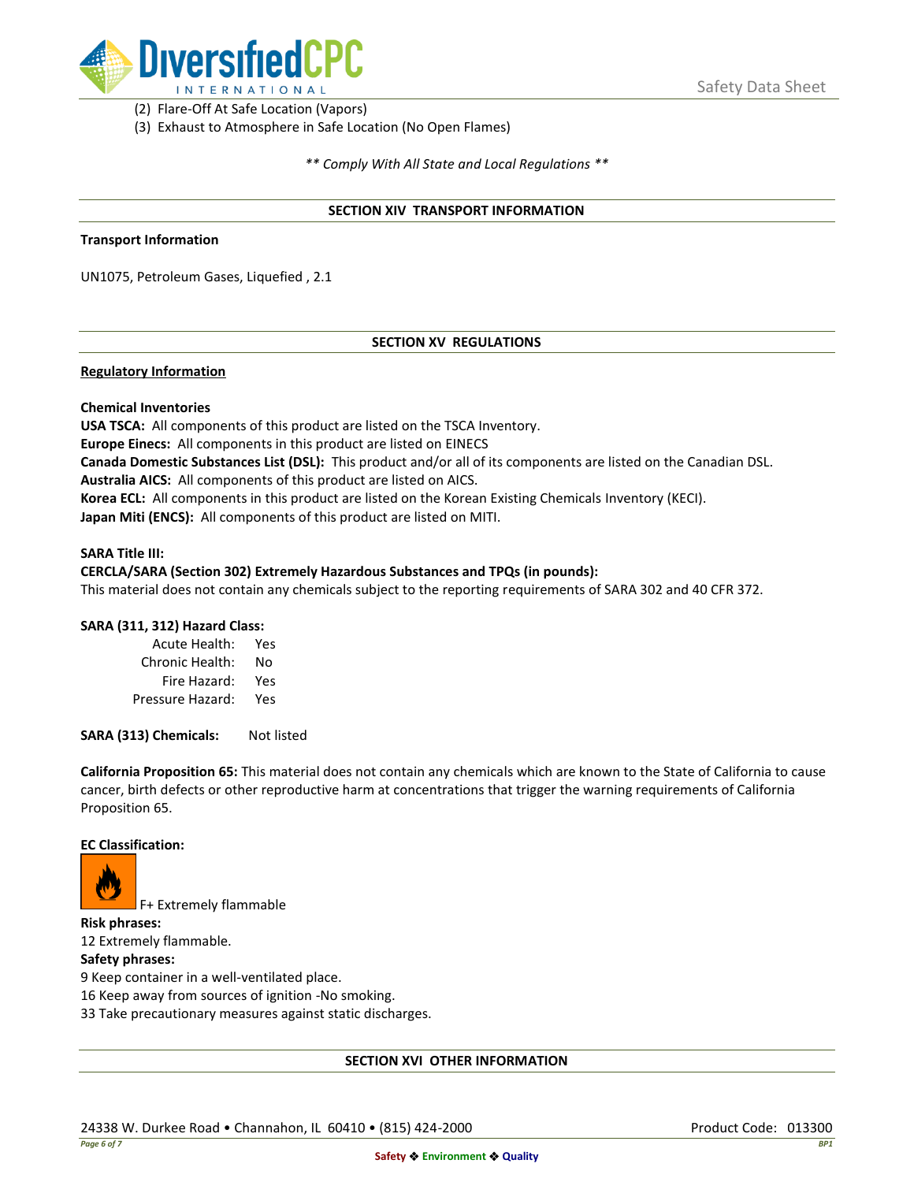(2) Flare-Off At Safe Location (Vapors)
(3) Exhaust to Atmosphere in Safe Location (No Open Flames)

*** Comply With All State and Local Regulations ***

## SECTION XIV TRANSPORT INFORMATION

**Transport Information**

UN1075, Petroleum Gases, Liquefied , 2.1

## SECTION XV REGULATIONS

**Regulatory Information**

**Chemical Inventories**
**USA TSCA:** All components of this product are listed on the TSCA Inventory.
**Europe Einecs:** All components in this product are listed on EINECS
**Canada Domestic Substances List (DSL):** This product and/or all of its components are listed on the Canadian DSL.
**Australia AICS:** All components of this product are listed on AICS.
**Korea ECL:** All components in this product are listed on the Korean Existing Chemicals Inventory (KECI).
**Japan Miti (ENCS):** All components of this product are listed on MITI.

**SARA Title III:**
**CERCLA/SARA (Section 302) Extremely Hazardous Substances and TPQs (in pounds):**
This material does not contain any chemicals subject to the reporting requirements of SARA 302 and 40 CFR 372.

**SARA (311, 312) Hazard Class:**

| | |
|---|---|
| Acute Health: | Yes |
| Chronic Health: | No |
| Fire Hazard: | Yes |
| Pressure Hazard: | Yes |

**SARA (313) Chemicals:** Not listed

**California Proposition 65:** This material does not contain any chemicals which are known to the State of California to cause cancer, birth defects or other reproductive harm at concentrations that trigger the warning requirements of California Proposition 65.

**EC Classification:**

F+ Extremely flammable

**Risk phrases:**
12 Extremely flammable.
**Safety phrases:**
9 Keep container in a well-ventilated place.
16 Keep away from sources of ignition -No smoking.
33 Take precautionary measures against static discharges.

## SECTION XVI OTHER INFORMATION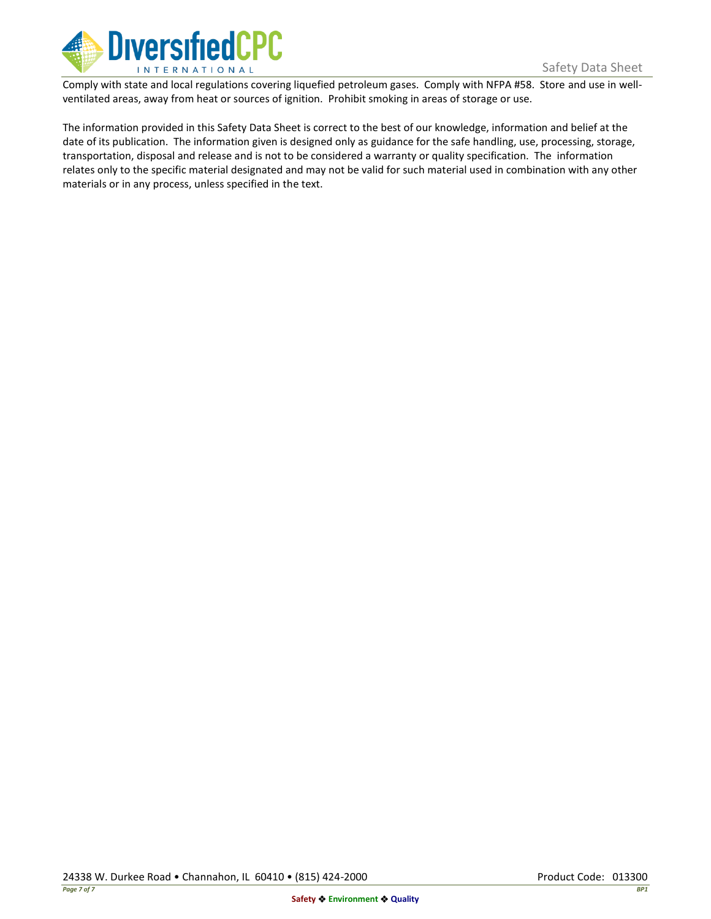Comply with state and local regulations covering liquefied petroleum gases. Comply with NFPA #58. Store and use in well-ventilated areas, away from heat or sources of ignition. Prohibit smoking in areas of storage or use.

The information provided in this Safety Data Sheet is correct to the best of our knowledge, information and belief at the date of its publication. The information given is designed only as guidance for the safe handling, use, processing, storage, transportation, disposal and release and is not to be considered a warranty or quality specification. The information relates only to the specific material designated and may not be valid for such material used in combination with any other materials or in any process, unless specified in the text.